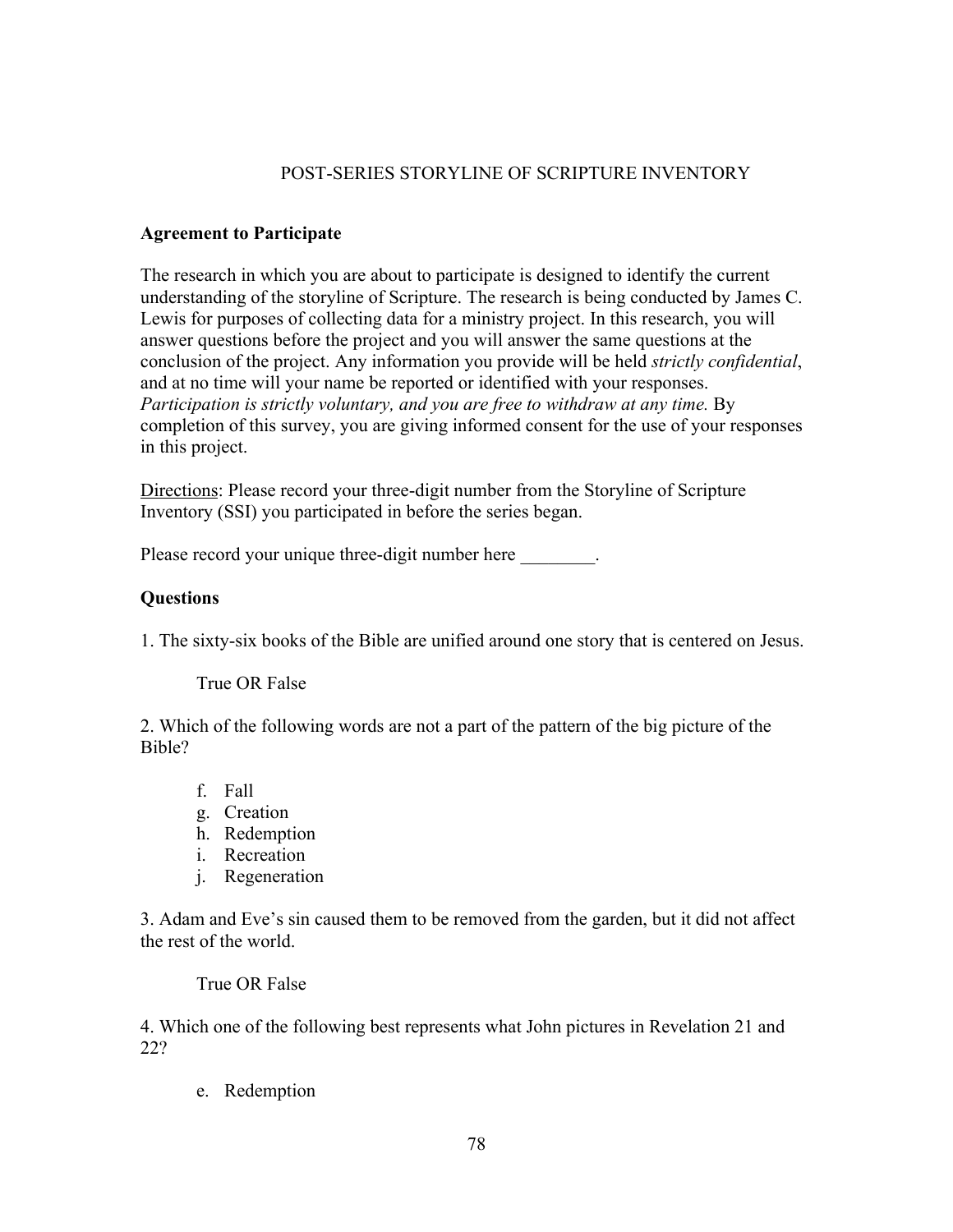POST-SERIES STORYLINE OF SCRIPTURE INVENTORY

**Agreement to Participate**

The research in which you are about to participate is designed to identify the current understanding of the storyline of Scripture. The research is being conducted by James C. Lewis for purposes of collecting data for a ministry project. In this research, you will answer questions before the project and you will answer the same questions at the conclusion of the project. Any information you provide will be held *strictly confidential*, and at no time will your name be reported or identified with your responses. *Participation is strictly voluntary, and you are free to withdraw at any time.* By completion of this survey, you are giving informed consent for the use of your responses in this project.

Directions: Please record your three-digit number from the Storyline of Scripture Inventory (SSI) you participated in before the series began.

Please record your unique three-digit number here ________.

**Questions**

1. The sixty-six books of the Bible are unified around one story that is centered on Jesus.

    True OR False

2. Which of the following words are not a part of the pattern of the big picture of the Bible?

    f. Fall
    g. Creation
    h. Redemption
    i. Recreation
    j. Regeneration

3. Adam and Eve's sin caused them to be removed from the garden, but it did not affect the rest of the world.

    True OR False

4. Which one of the following best represents what John pictures in Revelation 21 and 22?

    e. Redemption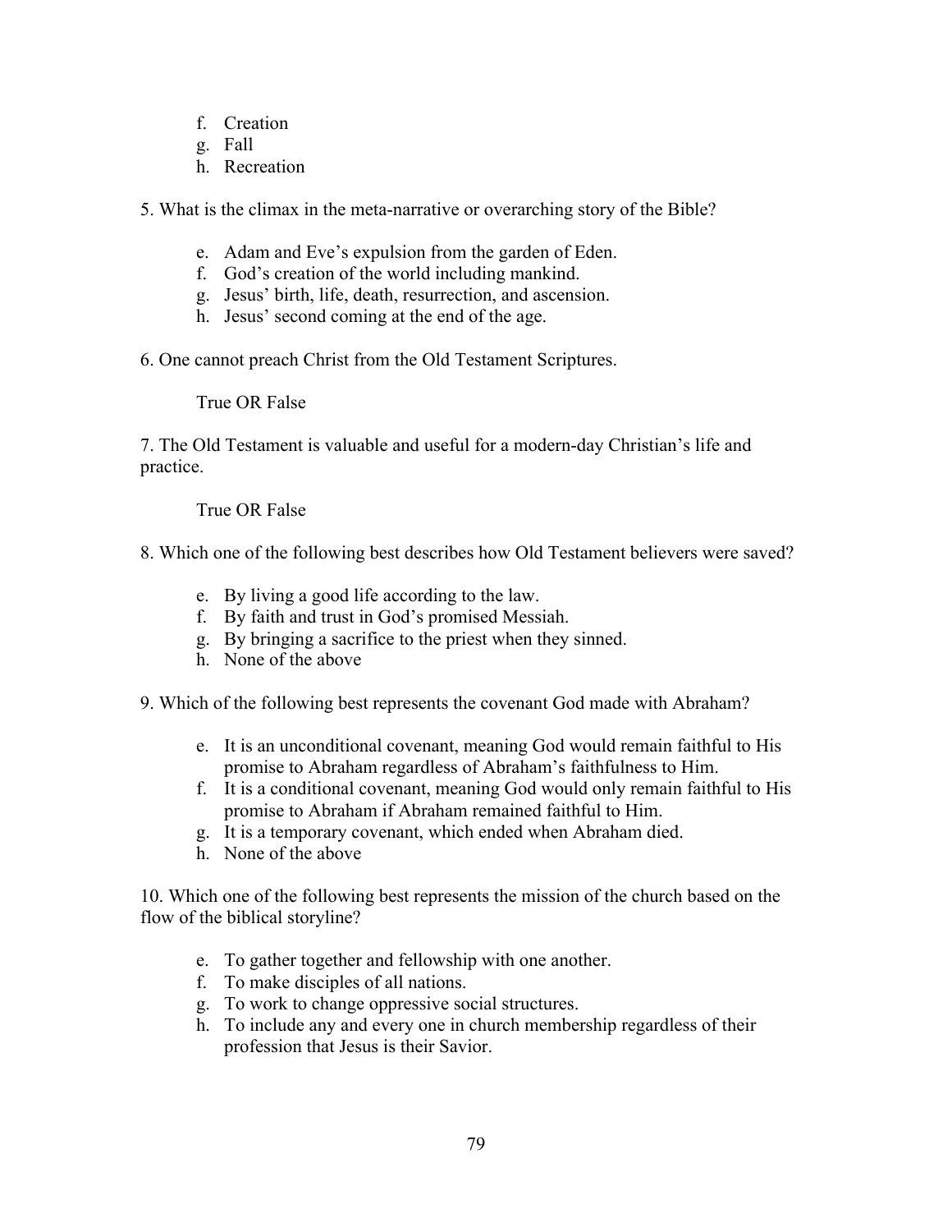f. Creation
g. Fall
h. Recreation

5. What is the climax in the meta-narrative or overarching story of the Bible?

e. Adam and Eve's expulsion from the garden of Eden.
f. God's creation of the world including mankind.
g. Jesus' birth, life, death, resurrection, and ascension.
h. Jesus' second coming at the end of the age.

6. One cannot preach Christ from the Old Testament Scriptures.

True OR False

7. The Old Testament is valuable and useful for a modern-day Christian's life and practice.

True OR False

8. Which one of the following best describes how Old Testament believers were saved?

e. By living a good life according to the law.
f. By faith and trust in God's promised Messiah.
g. By bringing a sacrifice to the priest when they sinned.
h. None of the above

9. Which of the following best represents the covenant God made with Abraham?

e. It is an unconditional covenant, meaning God would remain faithful to His promise to Abraham regardless of Abraham's faithfulness to Him.
f. It is a conditional covenant, meaning God would only remain faithful to His promise to Abraham if Abraham remained faithful to Him.
g. It is a temporary covenant, which ended when Abraham died.
h. None of the above

10. Which one of the following best represents the mission of the church based on the flow of the biblical storyline?

e. To gather together and fellowship with one another.
f. To make disciples of all nations.
g. To work to change oppressive social structures.
h. To include any and every one in church membership regardless of their profession that Jesus is their Savior.